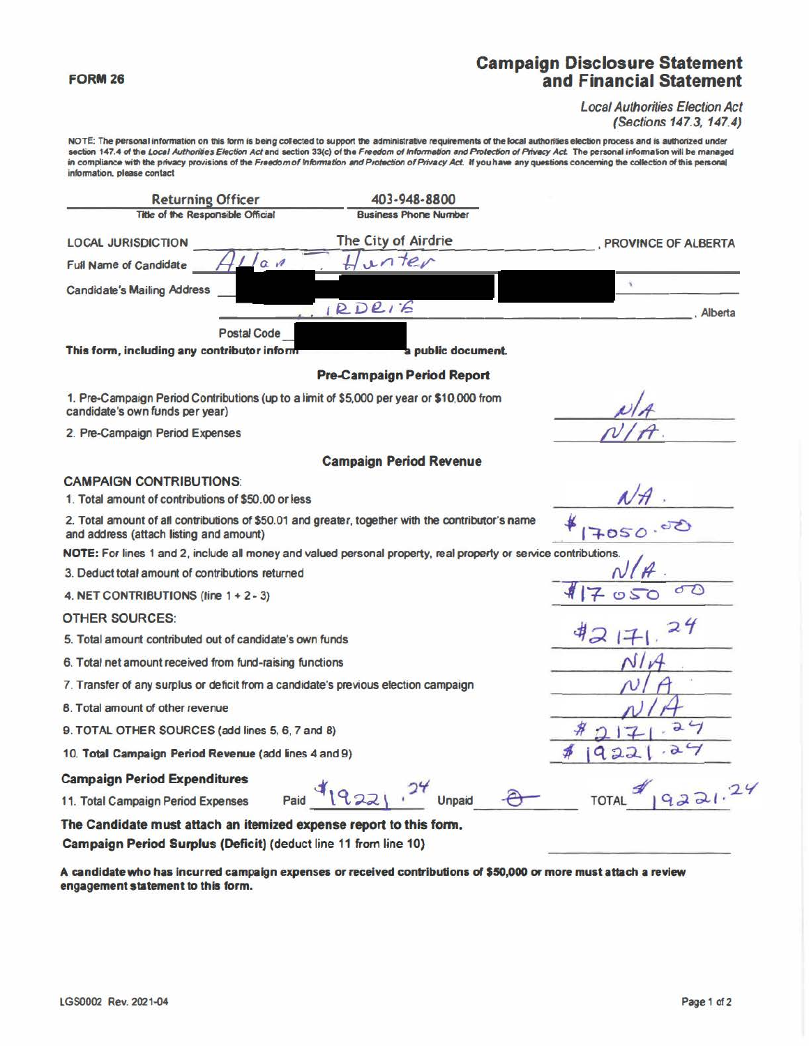**FORM 26**

# Campaign Disclosure Statement and Financial Statement

*Local Authorities Election Act (Sections 147.3, 147.4)*

NOTE: The personal information on this form is being collected to support the administrative requirements of the local authorities election process and is authorized under section 147.4 of the *Local Authorities Election Act* and section 33(c) of the *Freedom of Information and Protection of Privacy Act*. The personal information will be managed in compliance with the privacy provisions of the *Freedom of Information and Protection of Privacy Act*. If you have any questions concerning the collection of this personal information, please contact

| Returning Officer | 403-948-8800 |
|---|---|
| Title of the Responsible Official | Business Phone Number |

LOCAL JURISDICTION The City of Airdrie, PROVINCE OF ALBERTA

Full Name of Candidate Allan J. Hunter

Candidate's Mailing Address [redacted]

IRDRIE, Alberta

Postal Code [redacted]

**This form, including any contributor inform[redacted] a public document.**

### Pre-Campaign Period Report

| | |
|---|---|
| 1. Pre-Campaign Period Contributions (up to a limit of $5,000 per year or $10,000 from candidate's own funds per year) | N/A |
| 2. Pre-Campaign Period Expenses | N/A. |

### Campaign Period Revenue

**CAMPAIGN CONTRIBUTIONS:**

| | |
|---|---|
| 1. Total amount of contributions of $50.00 or less | NA. |
| 2. Total amount of all contributions of $50.01 and greater, together with the contributor's name and address (attach listing and amount) | $17050.00 |

**NOTE:** For lines 1 and 2, include all money and valued personal property, real property or service contributions.

| | |
|---|---|
| 3. Deduct total amount of contributions returned | N/A. |
| 4. NET CONTRIBUTIONS (line 1 + 2 - 3) | $17050 00 |

**OTHER SOURCES:**

| | |
|---|---|
| 5. Total amount contributed out of candidate's own funds | $2171.24 |
| 6. Total net amount received from fund-raising functions | N/A |
| 7. Transfer of any surplus or deficit from a candidate's previous election campaign | N/A |
| 8. Total amount of other revenue | N/A |
| 9. TOTAL OTHER SOURCES (add lines 5, 6, 7 and 8) | $2171.24 |
| 10. **Total Campaign Period Revenue** (add lines 4 and 9) | $19221.24 |

### Campaign Period Expenditures

11. Total Campaign Period Expenses Paid $19221.24 Unpaid 0 TOTAL $19221.24

**The Candidate must attach an itemized expense report to this form.**

**Campaign Period Surplus (Deficit)** (deduct line 11 from line 10) \_\_\_\_\_\_\_\_

**A candidate who has incurred campaign expenses or received contributions of $50,000 or more must attach a review engagement statement to this form.**

LGS0002 Rev. 2021-04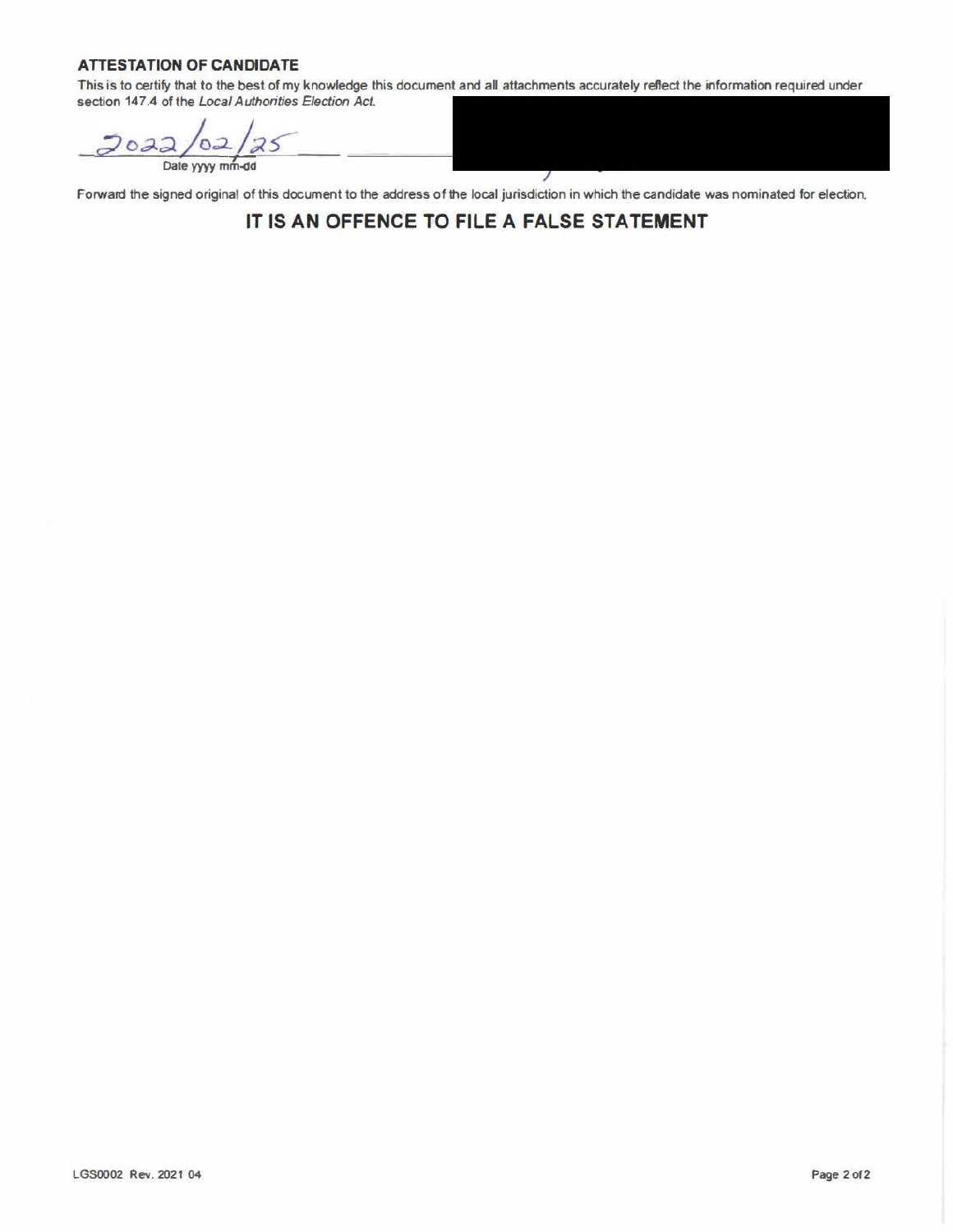**ATTESTATION OF CANDIDATE**

This is to certify that to the best of my knowledge this document and all attachments accurately reflect the information required under section 147.4 of the *Local Authorities Election Act*.

2022/02/25

Date yyyy mm-dd

Forward the signed original of this document to the address of the local jurisdiction in which the candidate was nominated for election.

## IT IS AN OFFENCE TO FILE A FALSE STATEMENT

LGS0002 Rev. 2021 04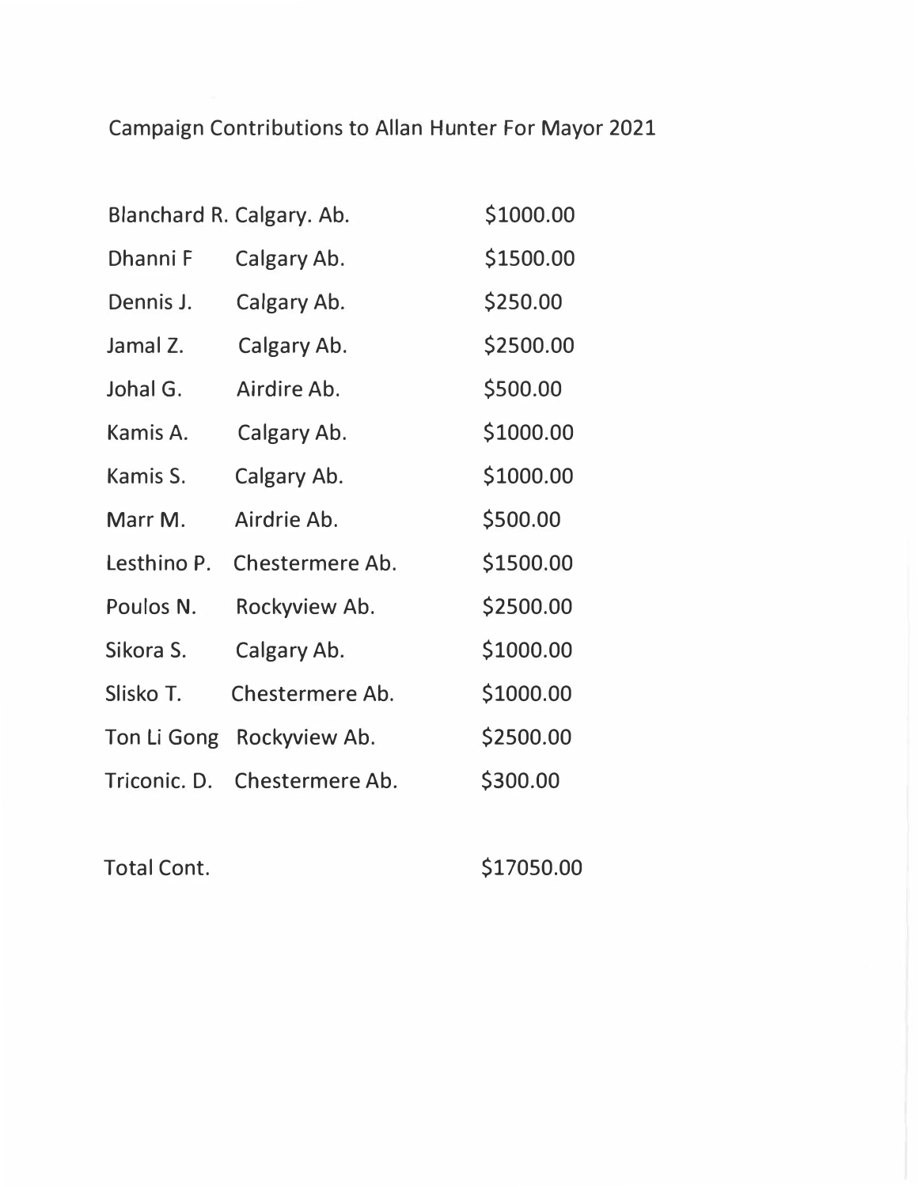Campaign Contributions to Allan Hunter For Mayor 2021

| | | |
|---|---|---|
| Blanchard R. | Calgary. Ab. | $1000.00 |
| Dhanni F | Calgary Ab. | $1500.00 |
| Dennis J. | Calgary Ab. | $250.00 |
| Jamal Z. | Calgary Ab. | $2500.00 |
| Johal G. | Airdire Ab. | $500.00 |
| Kamis A. | Calgary Ab. | $1000.00 |
| Kamis S. | Calgary Ab. | $1000.00 |
| Marr M. | Airdrie Ab. | $500.00 |
| Lesthino P. | Chestermere Ab. | $1500.00 |
| Poulos N. | Rockyview Ab. | $2500.00 |
| Sikora S. | Calgary Ab. | $1000.00 |
| Slisko T. | Chestermere Ab. | $1000.00 |
| Ton Li Gong | Rockyview Ab. | $2500.00 |
| Triconic. D. | Chestermere Ab. | $300.00 |
| | | |
| Total Cont. | | $17050.00 |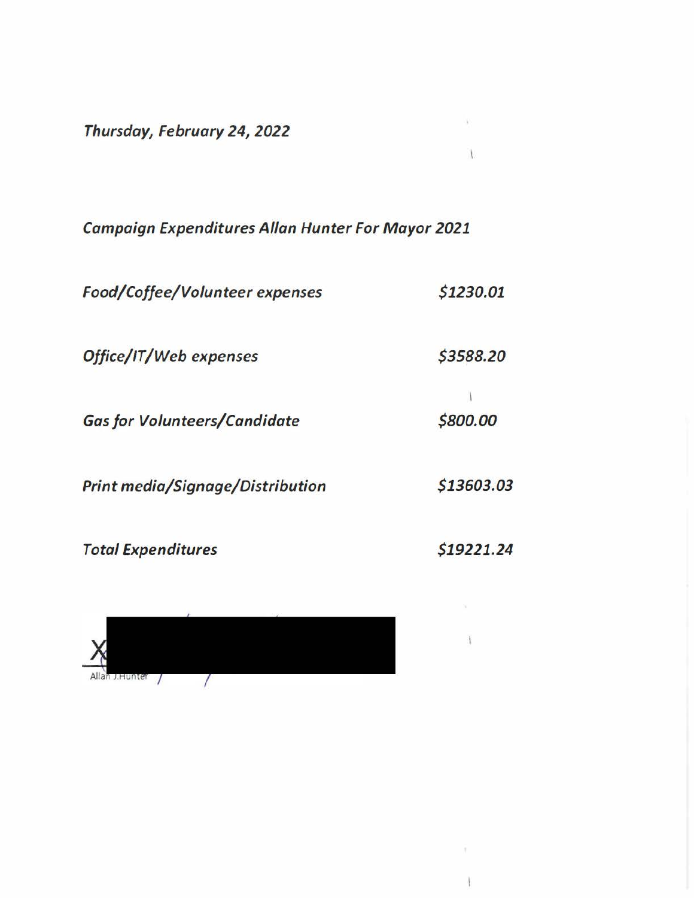*Thursday, February 24, 2022*

*Campaign Expenditures Allan Hunter For Mayor 2021*

| | |
|---|---|
| *Food/Coffee/Volunteer expenses* | *$1230.01* |
| *Office/IT/Web expenses* | *$3588.20* |
| *Gas for Volunteers/Candidate* | *$800.00* |
| *Print media/Signage/Distribution* | *$13603.03* |
| *Total Expenditures* | *$19221.24* |

X

Allan J.Hunter